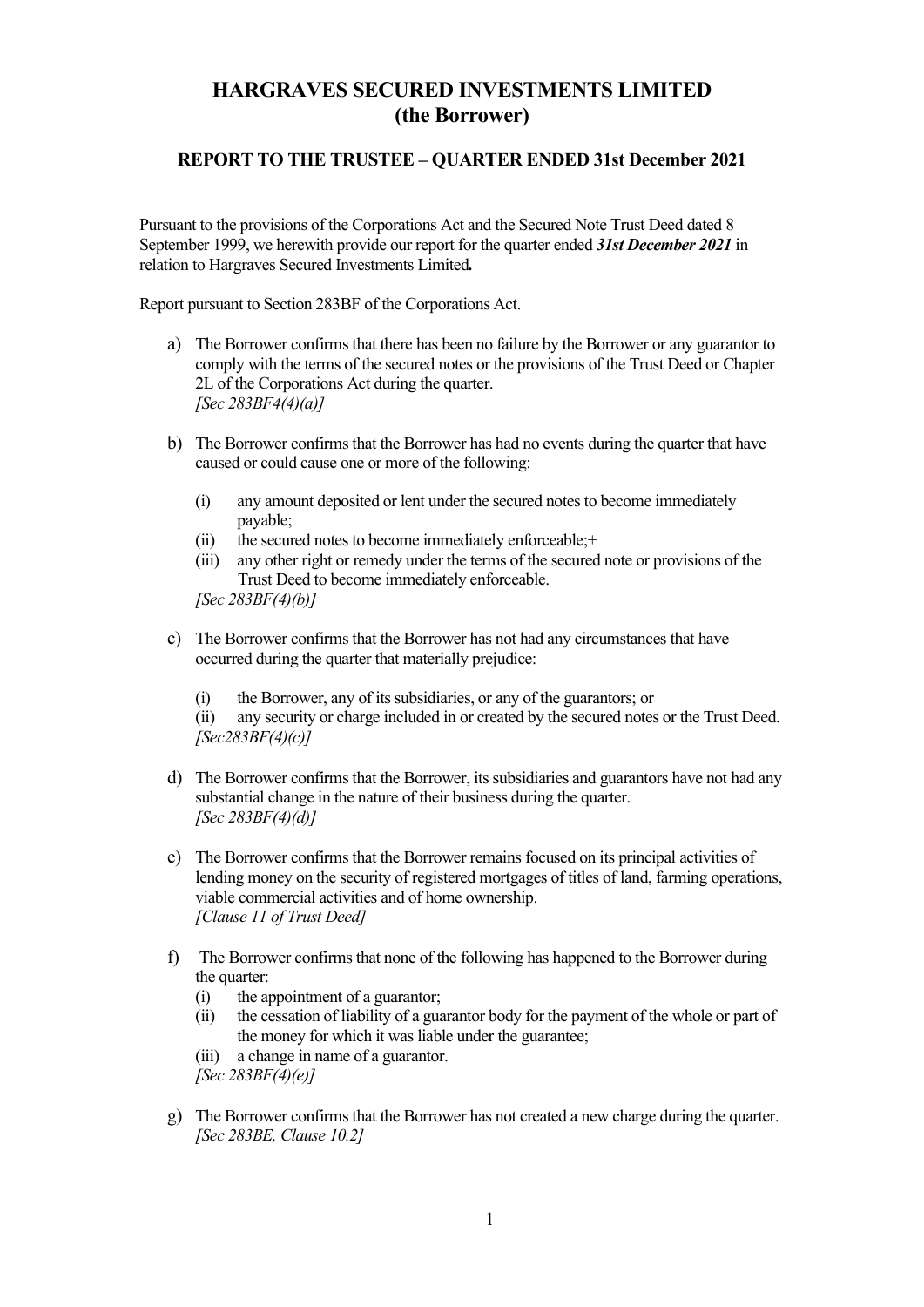# HARGRAVES SECURED INVESTMENTS LIMITED
# (the Borrower)

## REPORT TO THE TRUSTEE – QUARTER ENDED 31st December 2021

---

Pursuant to the provisions of the Corporations Act and the Secured Note Trust Deed dated 8 September 1999, we herewith provide our report for the quarter ended ***31st December 2021*** in relation to Hargraves Secured Investments Limited**.**

Report pursuant to Section 283BF of the Corporations Act.

a) The Borrower confirms that there has been no failure by the Borrower or any guarantor to comply with the terms of the secured notes or the provisions of the Trust Deed or Chapter 2L of the Corporations Act during the quarter.
*[Sec 283BF4(4)(a)]*

b) The Borrower confirms that the Borrower has had no events during the quarter that have caused or could cause one or more of the following:

   (i) any amount deposited or lent under the secured notes to become immediately payable;
   (ii) the secured notes to become immediately enforceable;+
   (iii) any other right or remedy under the terms of the secured note or provisions of the Trust Deed to become immediately enforceable.

   *[Sec 283BF(4)(b)]*

c) The Borrower confirms that the Borrower has not had any circumstances that have occurred during the quarter that materially prejudice:

   (i) the Borrower, any of its subsidiaries, or any of the guarantors; or
   (ii) any security or charge included in or created by the secured notes or the Trust Deed.

   *[Sec283BF(4)(c)]*

d) The Borrower confirms that the Borrower, its subsidiaries and guarantors have not had any substantial change in the nature of their business during the quarter.
*[Sec 283BF(4)(d)]*

e) The Borrower confirms that the Borrower remains focused on its principal activities of lending money on the security of registered mortgages of titles of land, farming operations, viable commercial activities and of home ownership.
*[Clause 11 of Trust Deed]*

f) The Borrower confirms that none of the following has happened to the Borrower during the quarter:
   (i) the appointment of a guarantor;
   (ii) the cessation of liability of a guarantor body for the payment of the whole or part of the money for which it was liable under the guarantee;
   (iii) a change in name of a guarantor.

   *[Sec 283BF(4)(e)]*

g) The Borrower confirms that the Borrower has not created a new charge during the quarter.
*[Sec 283BE, Clause 10.2]*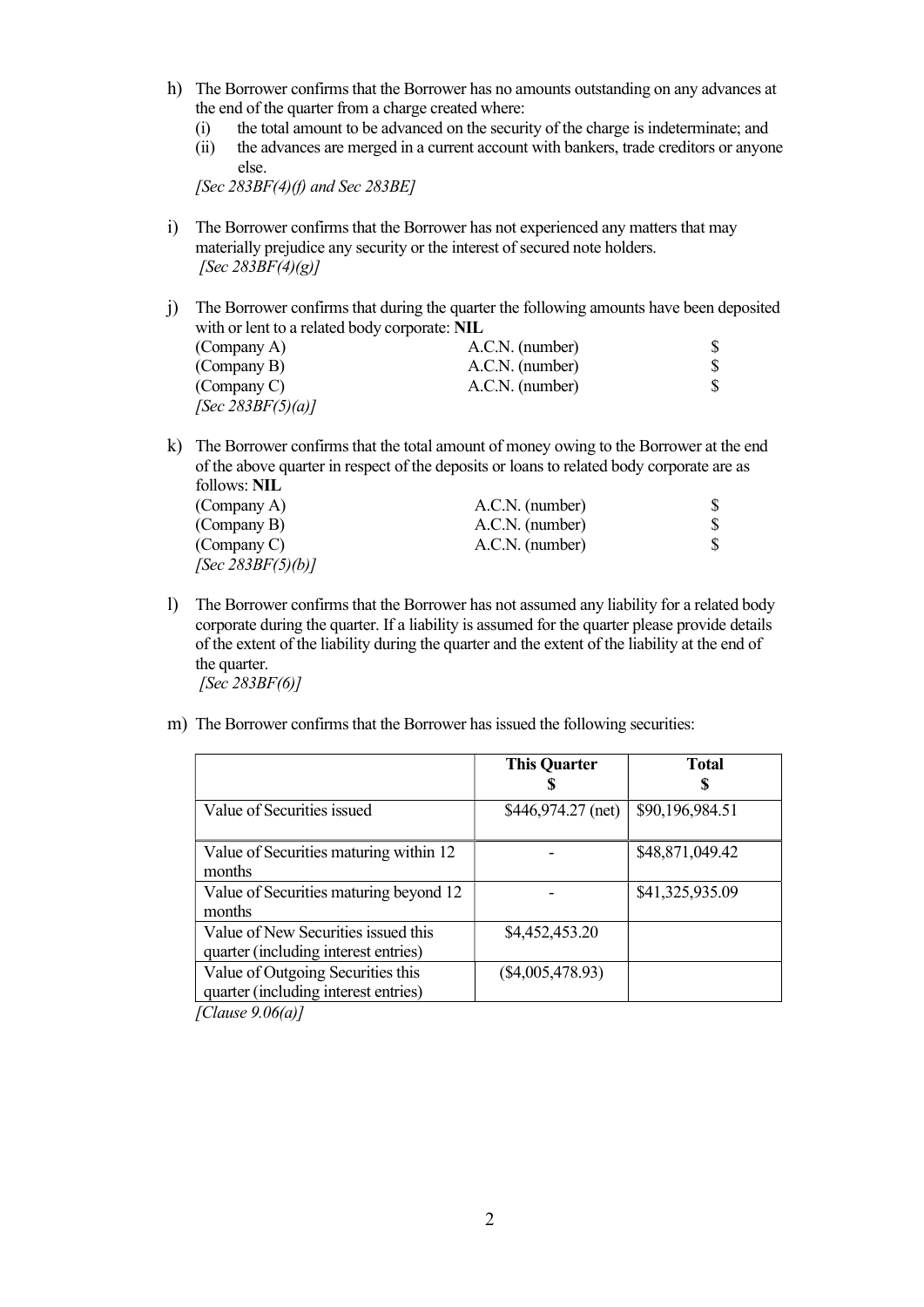h) The Borrower confirms that the Borrower has no amounts outstanding on any advances at the end of the quarter from a charge created where:
   (i) the total amount to be advanced on the security of the charge is indeterminate; and
   (ii) the advances are merged in a current account with bankers, trade creditors or anyone else.

   *[Sec 283BF(4)(f) and Sec 283BE]*

i) The Borrower confirms that the Borrower has not experienced any matters that may materially prejudice any security or the interest of secured note holders.

   *[Sec 283BF(4)(g)]*

j) The Borrower confirms that during the quarter the following amounts have been deposited with or lent to a related body corporate: **NIL**

| | | |
|---|---|---|
| (Company A) | A.C.N. (number) | $ |
| (Company B) | A.C.N. (number) | $ |
| (Company C) | A.C.N. (number) | $ |

   *[Sec 283BF(5)(a)]*

k) The Borrower confirms that the total amount of money owing to the Borrower at the end of the above quarter in respect of the deposits or loans to related body corporate are as follows: **NIL**

| | | |
|---|---|---|
| (Company A) | A.C.N. (number) | $ |
| (Company B) | A.C.N. (number) | $ |
| (Company C) | A.C.N. (number) | $ |

   *[Sec 283BF(5)(b)]*

l) The Borrower confirms that the Borrower has not assumed any liability for a related body corporate during the quarter. If a liability is assumed for the quarter please provide details of the extent of the liability during the quarter and the extent of the liability at the end of the quarter.

   *[Sec 283BF(6)]*

m) The Borrower confirms that the Borrower has issued the following securities:

| | **This Quarter $** | **Total $** |
|---|---|---|
| Value of Securities issued | $446,974.27 (net) | $90,196,984.51 |
| Value of Securities maturing within 12 months | - | $48,871,049.42 |
| Value of Securities maturing beyond 12 months | - | $41,325,935.09 |
| Value of New Securities issued this quarter (including interest entries) | $4,452,453.20 | |
| Value of Outgoing Securities this quarter (including interest entries) | ($4,005,478.93) | |

   *[Clause 9.06(a)]*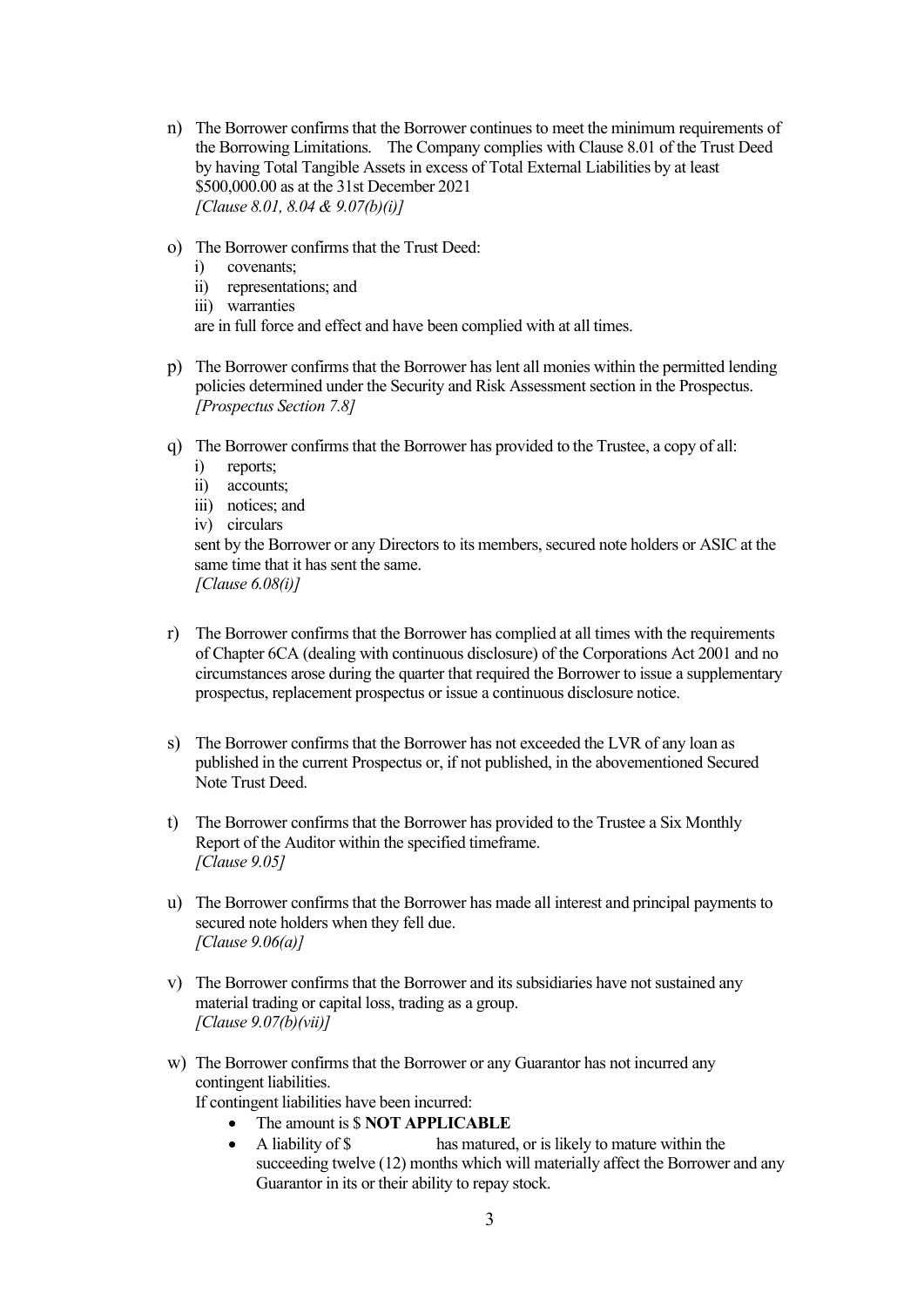n) The Borrower confirms that the Borrower continues to meet the minimum requirements of the Borrowing Limitations. The Company complies with Clause 8.01 of the Trust Deed by having Total Tangible Assets in excess of Total External Liabilities by at least $500,000.00 as at the 31st December 2021
*[Clause 8.01, 8.04 & 9.07(b)(i)]*

o) The Borrower confirms that the Trust Deed:
   i) covenants;
   ii) representations; and
   iii) warranties

   are in full force and effect and have been complied with at all times.

p) The Borrower confirms that the Borrower has lent all monies within the permitted lending policies determined under the Security and Risk Assessment section in the Prospectus.
*[Prospectus Section 7.8]*

q) The Borrower confirms that the Borrower has provided to the Trustee, a copy of all:
   i) reports;
   ii) accounts;
   iii) notices; and
   iv) circulars

   sent by the Borrower or any Directors to its members, secured note holders or ASIC at the same time that it has sent the same.
   *[Clause 6.08(i)]*

r) The Borrower confirms that the Borrower has complied at all times with the requirements of Chapter 6CA (dealing with continuous disclosure) of the Corporations Act 2001 and no circumstances arose during the quarter that required the Borrower to issue a supplementary prospectus, replacement prospectus or issue a continuous disclosure notice.

s) The Borrower confirms that the Borrower has not exceeded the LVR of any loan as published in the current Prospectus or, if not published, in the abovementioned Secured Note Trust Deed.

t) The Borrower confirms that the Borrower has provided to the Trustee a Six Monthly Report of the Auditor within the specified timeframe.
*[Clause 9.05]*

u) The Borrower confirms that the Borrower has made all interest and principal payments to secured note holders when they fell due.
*[Clause 9.06(a)]*

v) The Borrower confirms that the Borrower and its subsidiaries have not sustained any material trading or capital loss, trading as a group.
*[Clause 9.07(b)(vii)]*

w) The Borrower confirms that the Borrower or any Guarantor has not incurred any contingent liabilities.
   If contingent liabilities have been incurred:
   - The amount is $ **NOT APPLICABLE**
   - A liability of $ has matured, or is likely to mature within the succeeding twelve (12) months which will materially affect the Borrower and any Guarantor in its or their ability to repay stock.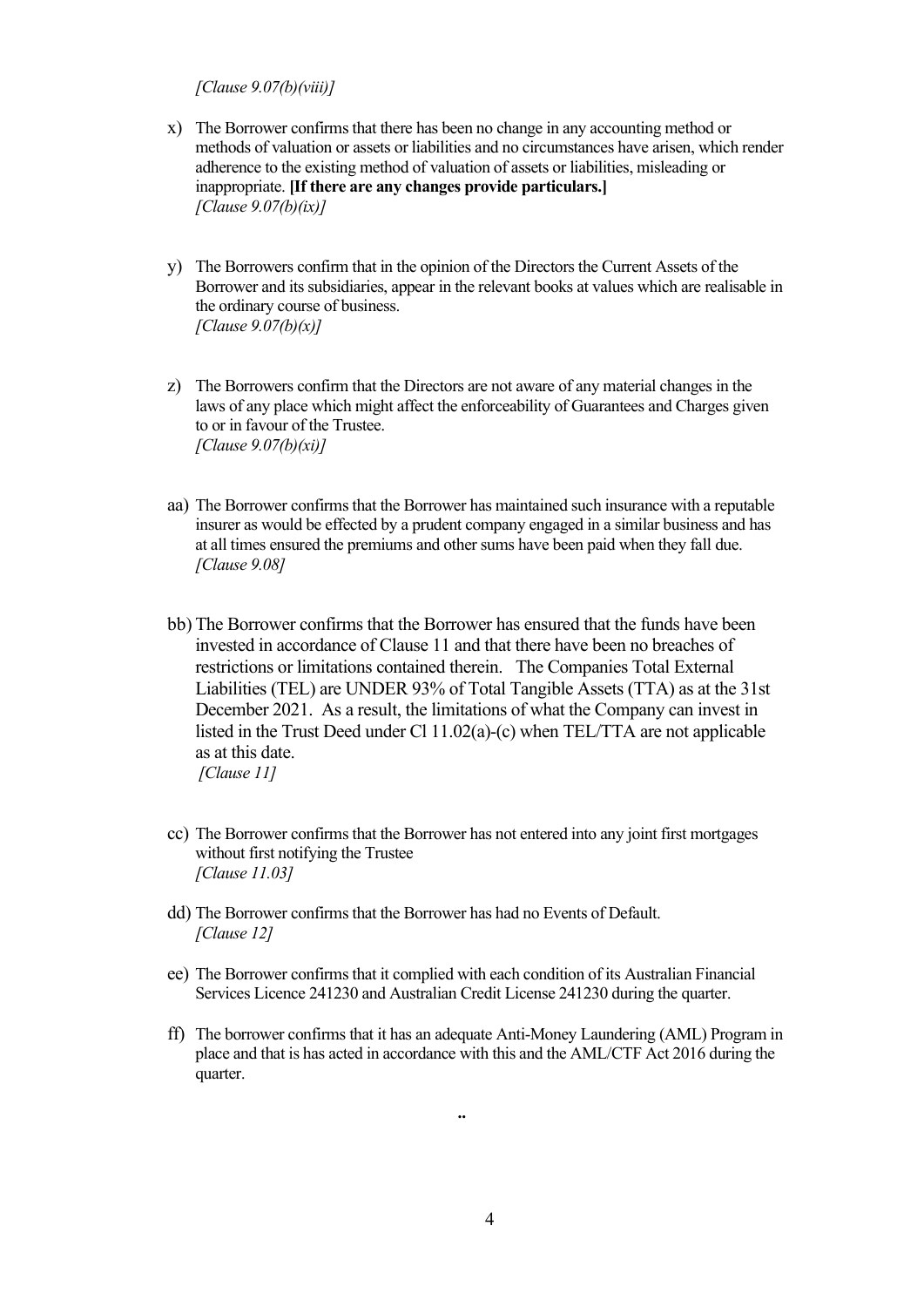*[Clause 9.07(b)(viii)]*

x) The Borrower confirms that there has been no change in any accounting method or methods of valuation or assets or liabilities and no circumstances have arisen, which render adherence to the existing method of valuation of assets or liabilities, misleading or inappropriate. **[If there are any changes provide particulars.]**
*[Clause 9.07(b)(ix)]*

y) The Borrowers confirm that in the opinion of the Directors the Current Assets of the Borrower and its subsidiaries, appear in the relevant books at values which are realisable in the ordinary course of business.
*[Clause 9.07(b)(x)]*

z) The Borrowers confirm that the Directors are not aware of any material changes in the laws of any place which might affect the enforceability of Guarantees and Charges given to or in favour of the Trustee.
*[Clause 9.07(b)(xi)]*

aa) The Borrower confirms that the Borrower has maintained such insurance with a reputable insurer as would be effected by a prudent company engaged in a similar business and has at all times ensured the premiums and other sums have been paid when they fall due.
*[Clause 9.08]*

bb) The Borrower confirms that the Borrower has ensured that the funds have been invested in accordance of Clause 11 and that there have been no breaches of restrictions or limitations contained therein. The Companies Total External Liabilities (TEL) are UNDER 93% of Total Tangible Assets (TTA) as at the 31st December 2021. As a result, the limitations of what the Company can invest in listed in the Trust Deed under Cl 11.02(a)-(c) when TEL/TTA are not applicable as at this date.
*[Clause 11]*

cc) The Borrower confirms that the Borrower has not entered into any joint first mortgages without first notifying the Trustee
*[Clause 11.03]*

dd) The Borrower confirms that the Borrower has had no Events of Default.
*[Clause 12]*

ee) The Borrower confirms that it complied with each condition of its Australian Financial Services Licence 241230 and Australian Credit License 241230 during the quarter.

ff) The borrower confirms that it has an adequate Anti-Money Laundering (AML) Program in place and that is has acted in accordance with this and the AML/CTF Act 2016 during the quarter.

..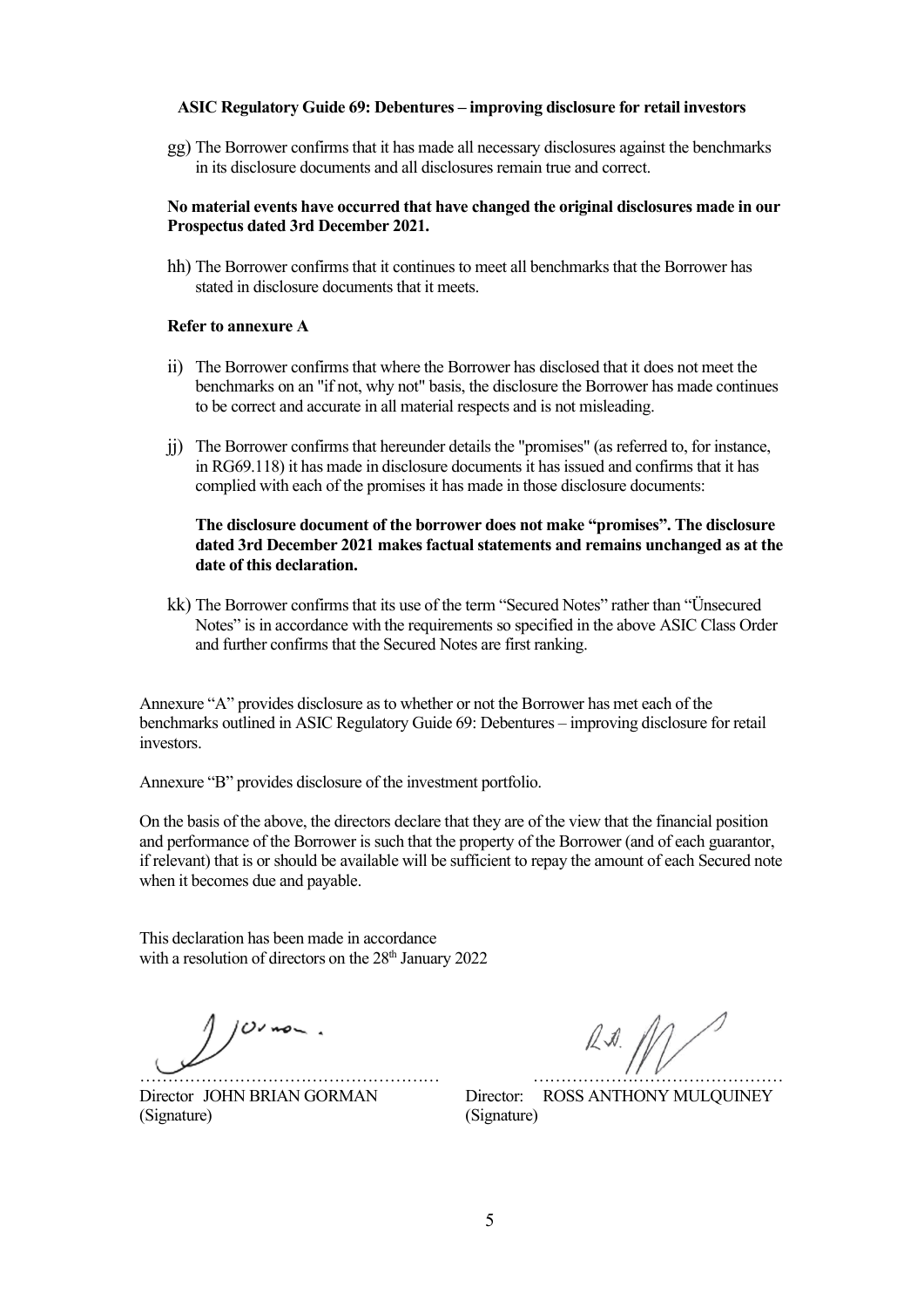**ASIC Regulatory Guide 69: Debentures – improving disclosure for retail investors**

gg) The Borrower confirms that it has made all necessary disclosures against the benchmarks in its disclosure documents and all disclosures remain true and correct.

**No material events have occurred that have changed the original disclosures made in our Prospectus dated 3rd December 2021.**

hh) The Borrower confirms that it continues to meet all benchmarks that the Borrower has stated in disclosure documents that it meets.

**Refer to annexure A**

ii) The Borrower confirms that where the Borrower has disclosed that it does not meet the benchmarks on an "if not, why not" basis, the disclosure the Borrower has made continues to be correct and accurate in all material respects and is not misleading.

jj) The Borrower confirms that hereunder details the "promises" (as referred to, for instance, in RG69.118) it has made in disclosure documents it has issued and confirms that it has complied with each of the promises it has made in those disclosure documents:

**The disclosure document of the borrower does not make "promises". The disclosure dated 3rd December 2021 makes factual statements and remains unchanged as at the date of this declaration.**

kk) The Borrower confirms that its use of the term "Secured Notes" rather than "Ünsecured Notes" is in accordance with the requirements so specified in the above ASIC Class Order and further confirms that the Secured Notes are first ranking.

Annexure "A" provides disclosure as to whether or not the Borrower has met each of the benchmarks outlined in ASIC Regulatory Guide 69: Debentures – improving disclosure for retail investors.

Annexure "B" provides disclosure of the investment portfolio.

On the basis of the above, the directors declare that they are of the view that the financial position and performance of the Borrower is such that the property of the Borrower (and of each guarantor, if relevant) that is or should be available will be sufficient to repay the amount of each Secured note when it becomes due and payable.

This declaration has been made in accordance with a resolution of directors on the 28th January 2022

……………………………………………… ……………………………………

Director JOHN BRIAN GORMAN (Signature)

Director: ROSS ANTHONY MULQUINEY (Signature)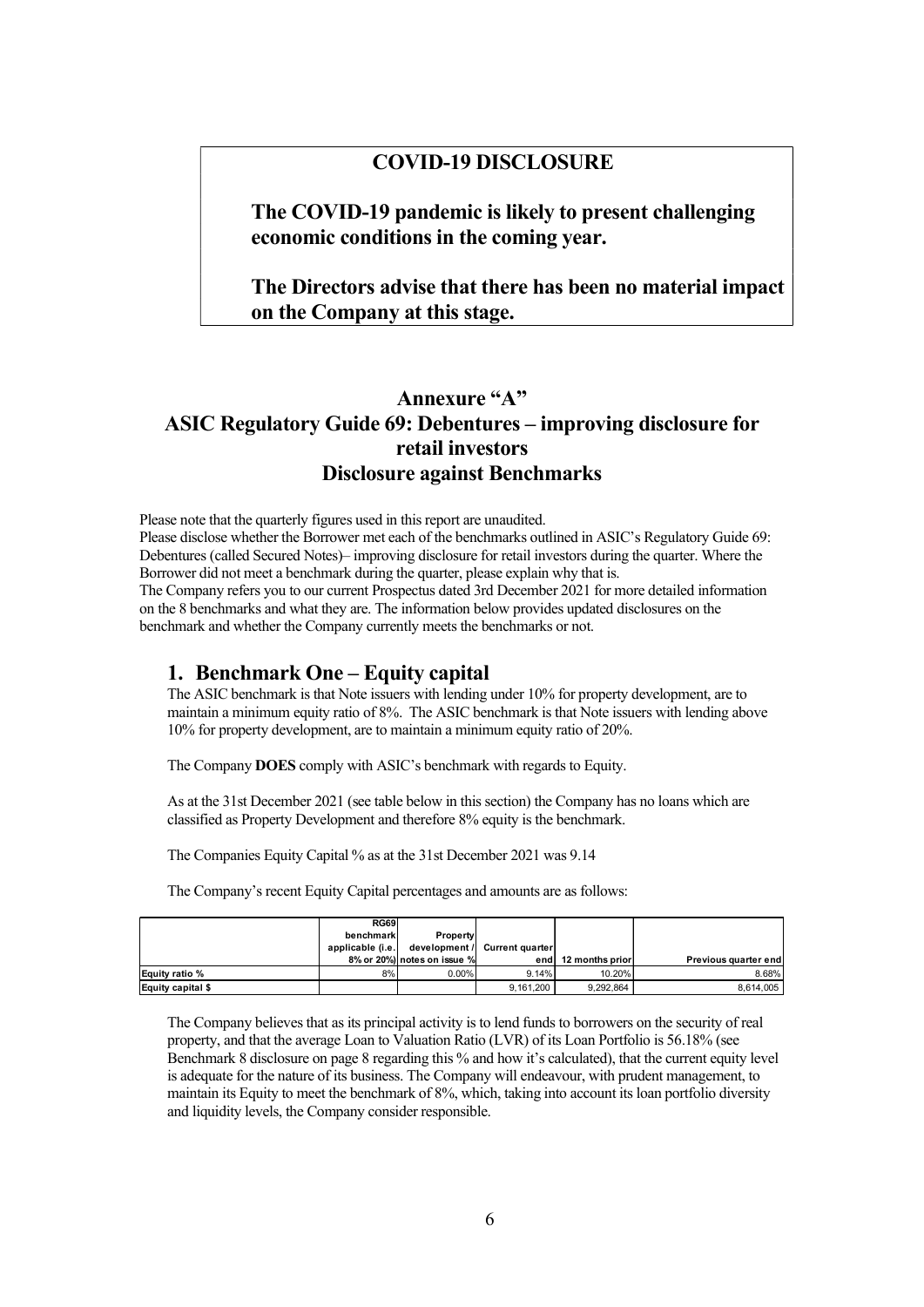**COVID-19 DISCLOSURE**

**The COVID-19 pandemic is likely to present challenging economic conditions in the coming year.**

**The Directors advise that there has been no material impact on the Company at this stage.**

## Annexure "A"
## ASIC Regulatory Guide 69: Debentures – improving disclosure for retail investors
## Disclosure against Benchmarks

Please note that the quarterly figures used in this report are unaudited.
Please disclose whether the Borrower met each of the benchmarks outlined in ASIC's Regulatory Guide 69: Debentures (called Secured Notes)– improving disclosure for retail investors during the quarter. Where the Borrower did not meet a benchmark during the quarter, please explain why that is.
The Company refers you to our current Prospectus dated 3rd December 2021 for more detailed information on the 8 benchmarks and what they are. The information below provides updated disclosures on the benchmark and whether the Company currently meets the benchmarks or not.

### 1. Benchmark One – Equity capital

The ASIC benchmark is that Note issuers with lending under 10% for property development, are to maintain a minimum equity ratio of 8%. The ASIC benchmark is that Note issuers with lending above 10% for property development, are to maintain a minimum equity ratio of 20%.

The Company **DOES** comply with ASIC's benchmark with regards to Equity.

As at the 31st December 2021 (see table below in this section) the Company has no loans which are classified as Property Development and therefore 8% equity is the benchmark.

The Companies Equity Capital % as at the 31st December 2021 was 9.14

The Company's recent Equity Capital percentages and amounts are as follows:

| | RG69 benchmark applicable (i.e. 8% or 20%) | Property development / notes on issue % | Current quarter end | 12 months prior | Previous quarter end |
|---|---|---|---|---|---|
| Equity ratio % | 8% | 0.00% | 9.14% | 10.20% | 8.68% |
| Equity capital $ | | | 9,161,200 | 9,292,864 | 8,614,005 |

The Company believes that as its principal activity is to lend funds to borrowers on the security of real property, and that the average Loan to Valuation Ratio (LVR) of its Loan Portfolio is 56.18% (see Benchmark 8 disclosure on page 8 regarding this % and how it's calculated), that the current equity level is adequate for the nature of its business. The Company will endeavour, with prudent management, to maintain its Equity to meet the benchmark of 8%, which, taking into account its loan portfolio diversity and liquidity levels, the Company consider responsible.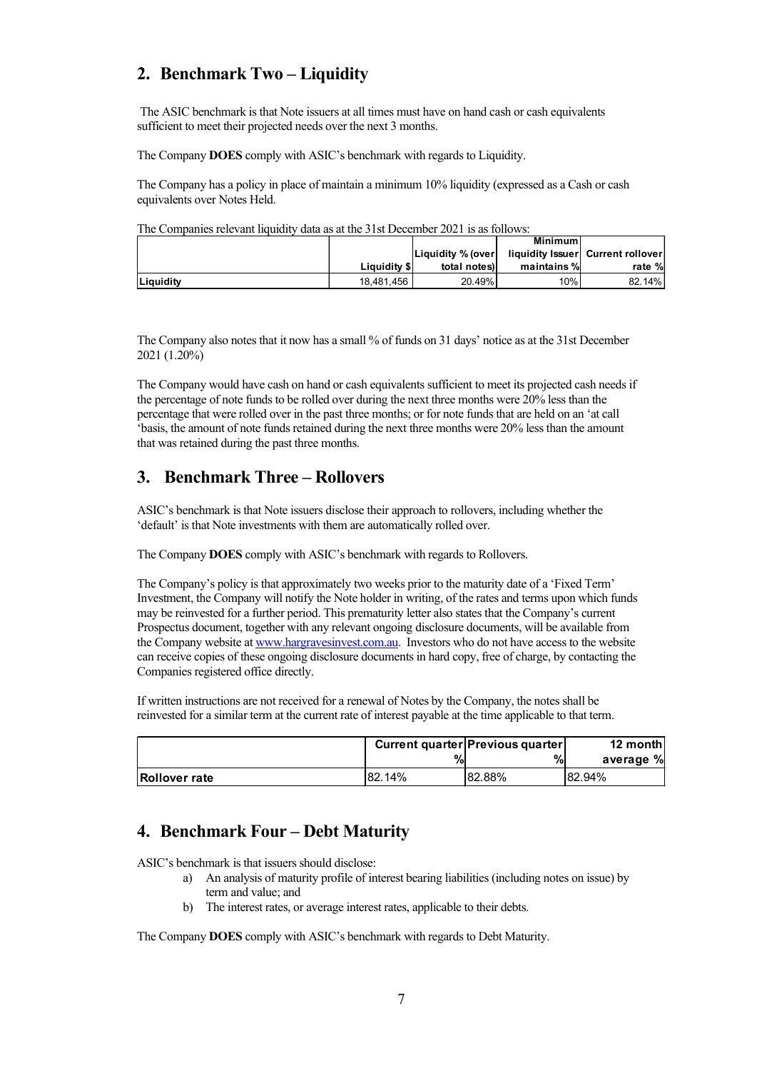## 2. Benchmark Two – Liquidity

The ASIC benchmark is that Note issuers at all times must have on hand cash or cash equivalents sufficient to meet their projected needs over the next 3 months.

The Company **DOES** comply with ASIC's benchmark with regards to Liquidity.

The Company has a policy in place of maintain a minimum 10% liquidity (expressed as a Cash or cash equivalents over Notes Held.

The Companies relevant liquidity data as at the 31st December 2021 is as follows:

| | Liquidity $ | Liquidity % (over total notes) | Minimum liquidity Issuer maintains % | Current rollover rate % |
|---|---|---|---|---|
| Liquidity | 18,481,456 | 20.49% | 10% | 82.14% |

The Company also notes that it now has a small % of funds on 31 days' notice as at the 31st December 2021 (1.20%)

The Company would have cash on hand or cash equivalents sufficient to meet its projected cash needs if the percentage of note funds to be rolled over during the next three months were 20% less than the percentage that were rolled over in the past three months; or for note funds that are held on an 'at call 'basis, the amount of note funds retained during the next three months were 20% less than the amount that was retained during the past three months.

## 3. Benchmark Three – Rollovers

ASIC's benchmark is that Note issuers disclose their approach to rollovers, including whether the 'default' is that Note investments with them are automatically rolled over.

The Company **DOES** comply with ASIC's benchmark with regards to Rollovers.

The Company's policy is that approximately two weeks prior to the maturity date of a 'Fixed Term' Investment, the Company will notify the Note holder in writing, of the rates and terms upon which funds may be reinvested for a further period. This prematurity letter also states that the Company's current Prospectus document, together with any relevant ongoing disclosure documents, will be available from the Company website at www.hargravesinvest.com.au. Investors who do not have access to the website can receive copies of these ongoing disclosure documents in hard copy, free of charge, by contacting the Companies registered office directly.

If written instructions are not received for a renewal of Notes by the Company, the notes shall be reinvested for a similar term at the current rate of interest payable at the time applicable to that term.

| | Current quarter % | Previous quarter % | 12 month average % |
|---|---|---|---|
| Rollover rate | 82.14% | 82.88% | 82.94% |

## 4. Benchmark Four – Debt Maturity

ASIC's benchmark is that issuers should disclose:

a) An analysis of maturity profile of interest bearing liabilities (including notes on issue) by term and value; and
b) The interest rates, or average interest rates, applicable to their debts.

The Company **DOES** comply with ASIC's benchmark with regards to Debt Maturity.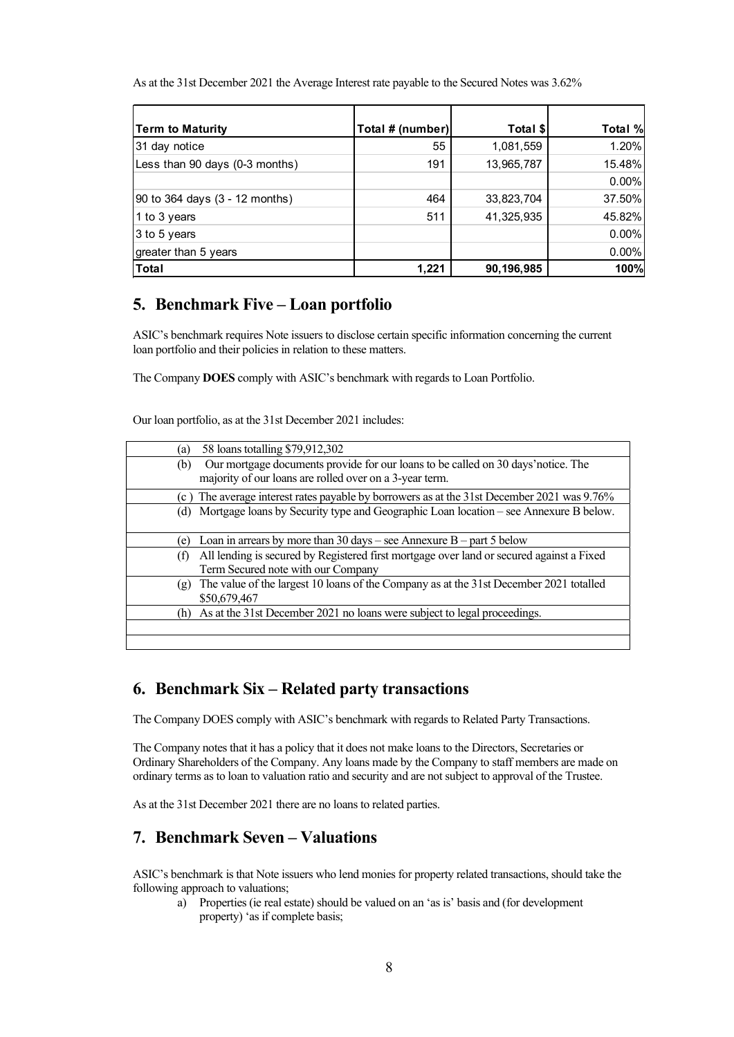As at the 31st December 2021 the Average Interest rate payable to the Secured Notes was 3.62%

| Term to Maturity | Total # (number) | Total $ | Total % |
|---|---|---|---|
| 31 day notice | 55 | 1,081,559 | 1.20% |
| Less than 90 days (0-3 months) | 191 | 13,965,787 | 15.48% |
| | | | 0.00% |
| 90 to 364 days (3 - 12 months) | 464 | 33,823,704 | 37.50% |
| 1 to 3 years | 511 | 41,325,935 | 45.82% |
| 3 to 5 years | | | 0.00% |
| greater than 5 years | | | 0.00% |
| **Total** | **1,221** | **90,196,985** | **100%** |

## 5. Benchmark Five – Loan portfolio

ASIC's benchmark requires Note issuers to disclose certain specific information concerning the current loan portfolio and their policies in relation to these matters.

The Company **DOES** comply with ASIC's benchmark with regards to Loan Portfolio.

Our loan portfolio, as at the 31st December 2021 includes:

| |
|---|
| (a) 58 loans totalling $79,912,302 |
| (b) Our mortgage documents provide for our loans to be called on 30 days'notice. The majority of our loans are rolled over on a 3-year term. |
| (c ) The average interest rates payable by borrowers as at the 31st December 2021 was 9.76% |
| (d) Mortgage loans by Security type and Geographic Loan location – see Annexure B below. |
| (e) Loan in arrears by more than 30 days – see Annexure B – part 5 below |
| (f) All lending is secured by Registered first mortgage over land or secured against a Fixed Term Secured note with our Company |
| (g) The value of the largest 10 loans of the Company as at the 31st December 2021 totalled $50,679,467 |
| (h) As at the 31st December 2021 no loans were subject to legal proceedings. |

## 6. Benchmark Six – Related party transactions

The Company DOES comply with ASIC's benchmark with regards to Related Party Transactions.

The Company notes that it has a policy that it does not make loans to the Directors, Secretaries or Ordinary Shareholders of the Company. Any loans made by the Company to staff members are made on ordinary terms as to loan to valuation ratio and security and are not subject to approval of the Trustee.

As at the 31st December 2021 there are no loans to related parties.

## 7. Benchmark Seven – Valuations

ASIC's benchmark is that Note issuers who lend monies for property related transactions, should take the following approach to valuations;

a) Properties (ie real estate) should be valued on an 'as is' basis and (for development property) 'as if complete basis;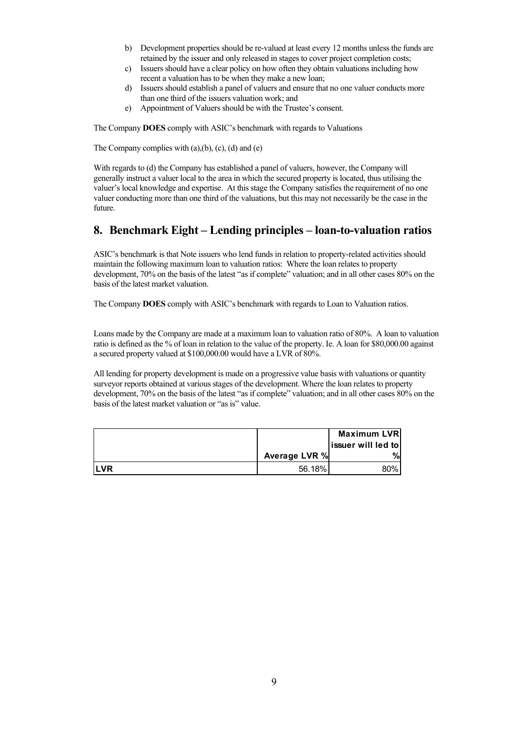b) Development properties should be re-valued at least every 12 months unless the funds are retained by the issuer and only released in stages to cover project completion costs;
c) Issuers should have a clear policy on how often they obtain valuations including how recent a valuation has to be when they make a new loan;
d) Issuers should establish a panel of valuers and ensure that no one valuer conducts more than one third of the issuers valuation work; and
e) Appointment of Valuers should be with the Trustee's consent.

The Company **DOES** comply with ASIC's benchmark with regards to Valuations

The Company complies with (a),(b), (c), (d) and (e)

With regards to (d) the Company has established a panel of valuers, however, the Company will generally instruct a valuer local to the area in which the secured property is located, thus utilising the valuer's local knowledge and expertise. At this stage the Company satisfies the requirement of no one valuer conducting more than one third of the valuations, but this may not necessarily be the case in the future.

## 8. Benchmark Eight – Lending principles – loan-to-valuation ratios

ASIC's benchmark is that Note issuers who lend funds in relation to property-related activities should maintain the following maximum loan to valuation ratios: Where the loan relates to property development, 70% on the basis of the latest "as if complete" valuation; and in all other cases 80% on the basis of the latest market valuation.

The Company **DOES** comply with ASIC's benchmark with regards to Loan to Valuation ratios.

Loans made by the Company are made at a maximum loan to valuation ratio of 80%. A loan to valuation ratio is defined as the % of loan in relation to the value of the property. Ie. A loan for \$80,000.00 against a secured property valued at \$100,000.00 would have a LVR of 80%.

All lending for property development is made on a progressive value basis with valuations or quantity surveyor reports obtained at various stages of the development. Where the loan relates to property development, 70% on the basis of the latest "as if complete" valuation; and in all other cases 80% on the basis of the latest market valuation or "as is" value.

| | Average LVR % | Maximum LVR issuer will led to % |
|---|---|---|
| **LVR** | 56.18% | 80% |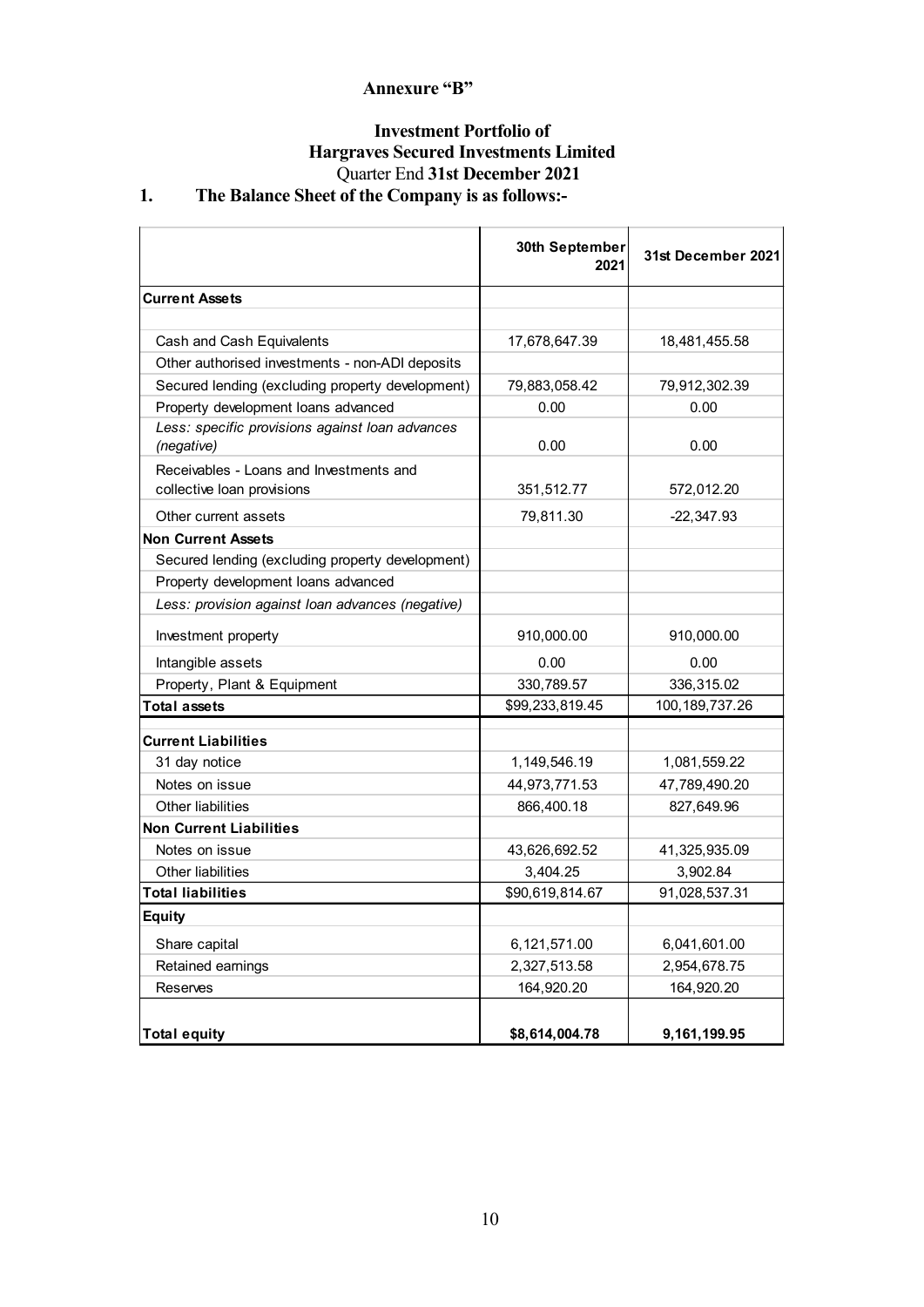## Annexure "B"

## Investment Portfolio of Hargraves Secured Investments Limited

Quarter End **31st December 2021**

### 1. The Balance Sheet of the Company is as follows:-

| | 30th September 2021 | 31st December 2021 |
|---|---|---|
| **Current Assets** | | |
| Cash and Cash Equivalents | 17,678,647.39 | 18,481,455.58 |
| Other authorised investments - non-ADI deposits | | |
| Secured lending (excluding property development) | 79,883,058.42 | 79,912,302.39 |
| Property development loans advanced | 0.00 | 0.00 |
| *Less: specific provisions against loan advances (negative)* | 0.00 | 0.00 |
| Receivables - Loans and Investments and collective loan provisions | 351,512.77 | 572,012.20 |
| Other current assets | 79,811.30 | -22,347.93 |
| **Non Current Assets** | | |
| Secured lending (excluding property development) | | |
| Property development loans advanced | | |
| *Less: provision against loan advances (negative)* | | |
| Investment property | 910,000.00 | 910,000.00 |
| Intangible assets | 0.00 | 0.00 |
| Property, Plant & Equipment | 330,789.57 | 336,315.02 |
| **Total assets** | $99,233,819.45 | 100,189,737.26 |
| **Current Liabilities** | | |
| 31 day notice | 1,149,546.19 | 1,081,559.22 |
| Notes on issue | 44,973,771.53 | 47,789,490.20 |
| Other liabilities | 866,400.18 | 827,649.96 |
| **Non Current Liabilities** | | |
| Notes on issue | 43,626,692.52 | 41,325,935.09 |
| Other liabilities | 3,404.25 | 3,902.84 |
| **Total liabilities** | $90,619,814.67 | 91,028,537.31 |
| **Equity** | | |
| Share capital | 6,121,571.00 | 6,041,601.00 |
| Retained earnings | 2,327,513.58 | 2,954,678.75 |
| Reserves | 164,920.20 | 164,920.20 |
| **Total equity** | **$8,614,004.78** | **9,161,199.95** |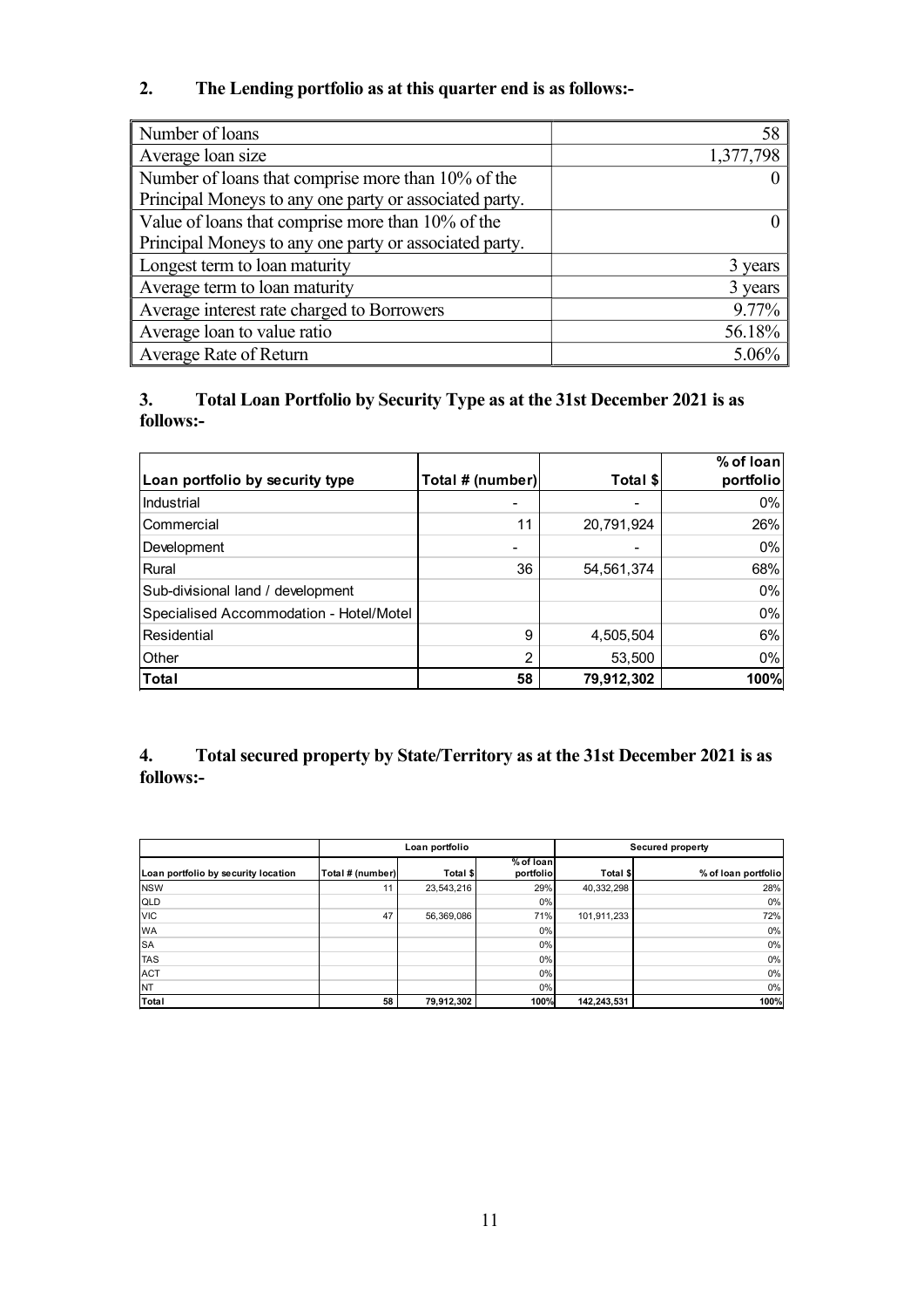## 2. The Lending portfolio as at this quarter end is as follows:-

| | |
|---|---|
| Number of loans | 58 |
| Average loan size | 1,377,798 |
| Number of loans that comprise more than 10% of the Principal Moneys to any one party or associated party. | 0 |
| Value of loans that comprise more than 10% of the Principal Moneys to any one party or associated party. | 0 |
| Longest term to loan maturity | 3 years |
| Average term to loan maturity | 3 years |
| Average interest rate charged to Borrowers | 9.77% |
| Average loan to value ratio | 56.18% |
| Average Rate of Return | 5.06% |

## 3. Total Loan Portfolio by Security Type as at the 31st December 2021 is as follows:-

| Loan portfolio by security type | Total # (number) | Total $ | % of loan portfolio |
|---|---|---|---|
| Industrial | - | - | 0% |
| Commercial | 11 | 20,791,924 | 26% |
| Development | - | - | 0% |
| Rural | 36 | 54,561,374 | 68% |
| Sub-divisional land / development | | | 0% |
| Specialised Accommodation - Hotel/Motel | | | 0% |
| Residential | 9 | 4,505,504 | 6% |
| Other | 2 | 53,500 | 0% |
| **Total** | **58** | **79,912,302** | **100%** |

## 4. Total secured property by State/Territory as at the 31st December 2021 is as follows:-

| | Loan portfolio | | | Secured property | |
|---|---|---|---|---|---|
| Loan portfolio by security location | Total # (number) | Total $ | % of loan portfolio | Total $ | % of loan portfolio |
| NSW | 11 | 23,543,216 | 29% | 40,332,298 | 28% |
| QLD | | | 0% | | 0% |
| VIC | 47 | 56,369,086 | 71% | 101,911,233 | 72% |
| WA | | | 0% | | 0% |
| SA | | | 0% | | 0% |
| TAS | | | 0% | | 0% |
| ACT | | | 0% | | 0% |
| NT | | | 0% | | 0% |
| **Total** | **58** | **79,912,302** | **100%** | **142,243,531** | **100%** |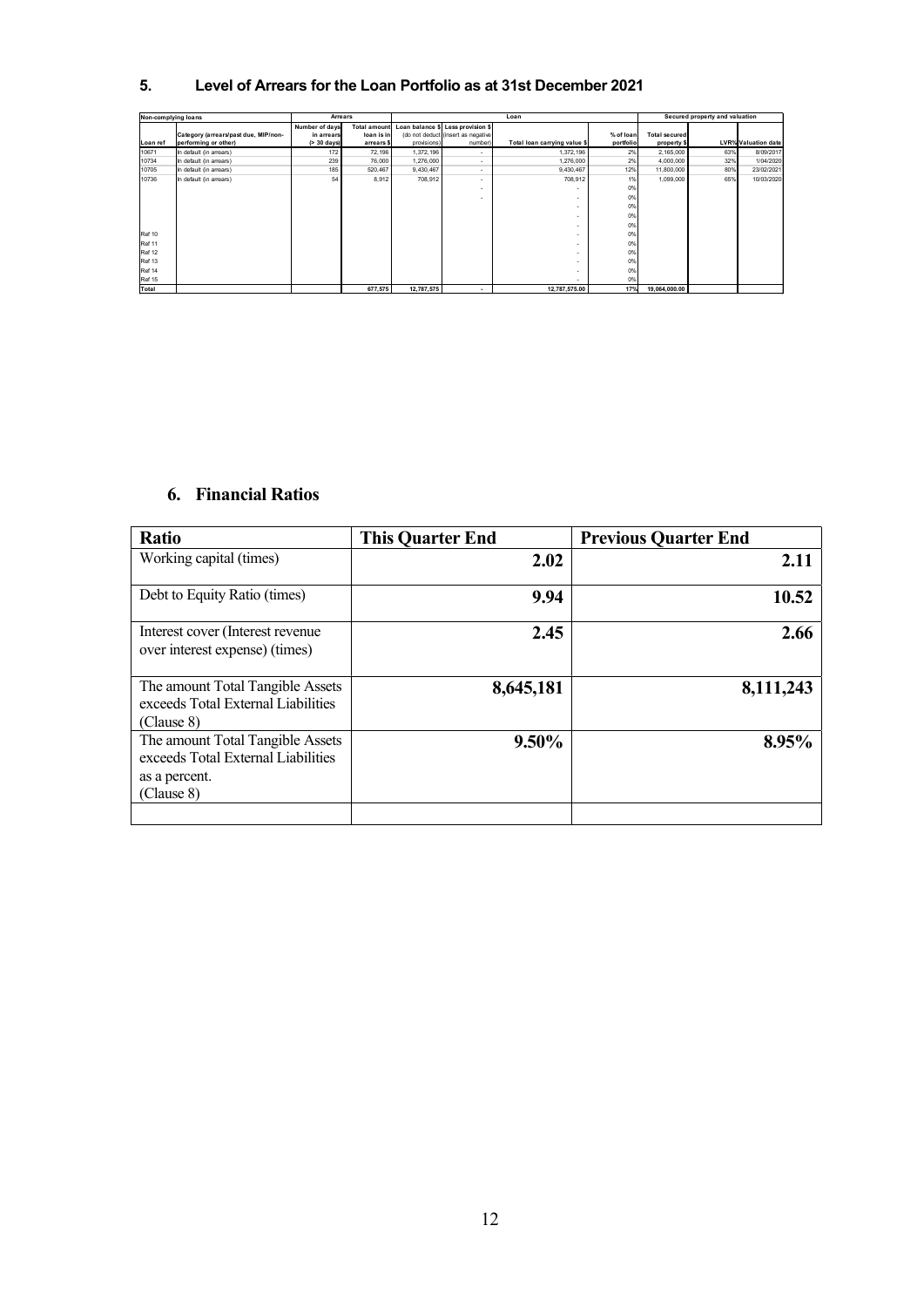## 5. Level of Arrears for the Loan Portfolio as at 31st December 2021

| Non-complying loans | | Arrears | | Loan | | | | Secured property and valuation | | |
|---|---|---|---|---|---|---|---|---|---|---|
| Loan ref | Category (arrears/past due, MIP/non-performing or other) | Number of days in arrears (> 30 days) | Total amount loan is in arrears $ | Loan balance $ (do not deduct provisions) | Less provision $ (insert as negative number) | Total loan carrying value $ | % of loan portfolio | Total secured property $ | LVR% | Valuation date |
| 10671 | In default (in arrears) | 172 | 72,196 | 1,372,196 | - | 1,372,196 | 2% | 2,165,000 | 63% | 8/09/2017 |
| 10734 | In default (in arrears) | 239 | 76,000 | 1,276,000 | - | 1,276,000 | 2% | 4,000,000 | 32% | 1/04/2020 |
| 10705 | In default (in arrears) | 185 | 520,467 | 9,430,467 | - | 9,430,467 | 12% | 11,800,000 | 80% | 23/02/2021 |
| 10736 | In default (in arrears) | 54 | 8,912 | 708,912 | - | 708,912 | 1% | 1,099,000 | 65% | 10/03/2020 |
| | | | | | - | - | 0% | | | |
| | | | | | - | - | 0% | | | |
| | | | | | | - | 0% | | | |
| | | | | | | - | 0% | | | |
| | | | | | | - | 0% | | | |
| Ref 10 | | | | | | - | 0% | | | |
| Ref 11 | | | | | | - | 0% | | | |
| Ref 12 | | | | | | - | 0% | | | |
| Ref 13 | | | | | | - | 0% | | | |
| Ref 14 | | | | | | - | 0% | | | |
| Ref 15 | | | | | | - | 0% | | | |
| Total | | | 677,575 | 12,787,575 | - | 12,787,575.00 | 17% | 19,064,000.00 | | |

## 6. Financial Ratios

| Ratio | This Quarter End | Previous Quarter End |
|---|---|---|
| Working capital (times) | 2.02 | 2.11 |
| Debt to Equity Ratio (times) | 9.94 | 10.52 |
| Interest cover (Interest revenue over interest expense) (times) | 2.45 | 2.66 |
| The amount Total Tangible Assets exceeds Total External Liabilities (Clause 8) | 8,645,181 | 8,111,243 |
| The amount Total Tangible Assets exceeds Total External Liabilities as a percent. (Clause 8) | 9.50% | 8.95% |
| | | |